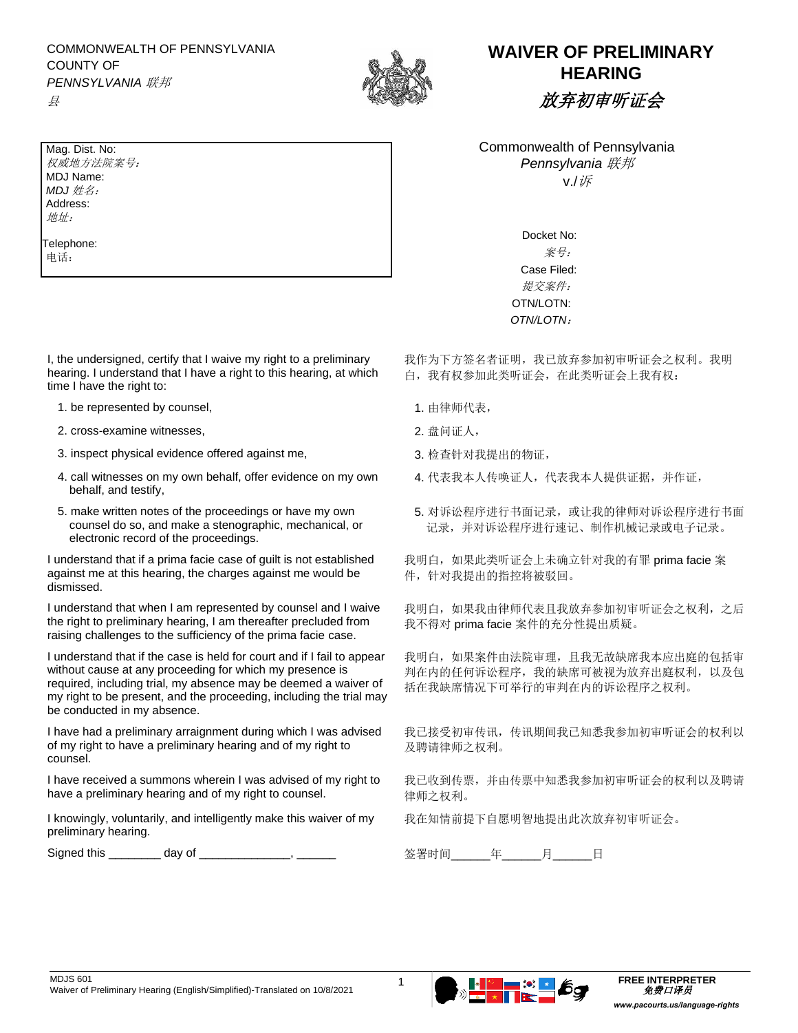COMMONWEALTH OF PENNSYLVANIA
COUNTY OF
*PENNSYLVANIA 联邦*
*县*

# WAIVER OF PRELIMINARY HEARING

# *放弃初审听证会*

Mag. Dist. No:
*权威地方法院案号：*
MDJ Name:
*MDJ 姓名：*
Address:
*地址：*

Telephone:
电话：

Commonwealth of Pennsylvania
*Pennsylvania 联邦*
v./*诉*

Docket No:
*案号：*
Case Filed:
*提交案件：*
OTN/LOTN:
*OTN/LOTN：*

I, the undersigned, certify that I waive my right to a preliminary hearing. I understand that I have a right to this hearing, at which time I have the right to:

1. be represented by counsel,
2. cross-examine witnesses,
3. inspect physical evidence offered against me,
4. call witnesses on my own behalf, offer evidence on my own behalf, and testify,
5. make written notes of the proceedings or have my own counsel do so, and make a stenographic, mechanical, or electronic record of the proceedings.

I understand that if a prima facie case of guilt is not established against me at this hearing, the charges against me would be dismissed.

I understand that when I am represented by counsel and I waive the right to preliminary hearing, I am thereafter precluded from raising challenges to the sufficiency of the prima facie case.

I understand that if the case is held for court and if I fail to appear without cause at any proceeding for which my presence is required, including trial, my absence may be deemed a waiver of my right to be present, and the proceeding, including the trial may be conducted in my absence.

I have had a preliminary arraignment during which I was advised of my right to have a preliminary hearing and of my right to counsel.

I have received a summons wherein I was advised of my right to have a preliminary hearing and of my right to counsel.

I knowingly, voluntarily, and intelligently make this waiver of my preliminary hearing.

Signed this ________ day of ______________, ______

我作为下方签名者证明，我已放弃参加初审听证会之权利。我明白，我有权参加此类听证会，在此类听证会上我有权：

1. 由律师代表，
2. 盘问证人，
3. 检查针对我提出的物证，
4. 代表我本人传唤证人，代表我本人提供证据，并作证，
5. 对诉讼程序进行书面记录，或让我的律师对诉讼程序进行书面记录，并对诉讼程序进行速记、制作机械记录或电子记录。

我明白，如果此类听证会上未确立针对我的有罪 prima facie 案件，针对我提出的指控将被驳回。

我明白，如果我由律师代表且我放弃参加初审听证会之权利，之后我不得对 prima facie 案件的充分性提出质疑。

我明白，如果案件由法院审理，且我无故缺席我本应出庭的包括审判在内的任何诉讼程序，我的缺席可被视为放弃出庭权利，以及包括在我缺席情况下可举行的审判在内的诉讼程序之权利。

我已接受初审传讯，传讯期间我已知悉我参加初审听证会的权利以及聘请律师之权利。

我已收到传票，并由传票中知悉我参加初审听证会的权利以及聘请律师之权利。

我在知情前提下自愿明智地提出此次放弃初审听证会。

签署时间______年______月______日

MDJS 601
Waiver of Preliminary Hearing (English/Simplified)-Translated on 10/8/2021

**FREE INTERPRETER**
***免费口译员***
*www.pacourts.us/language-rights*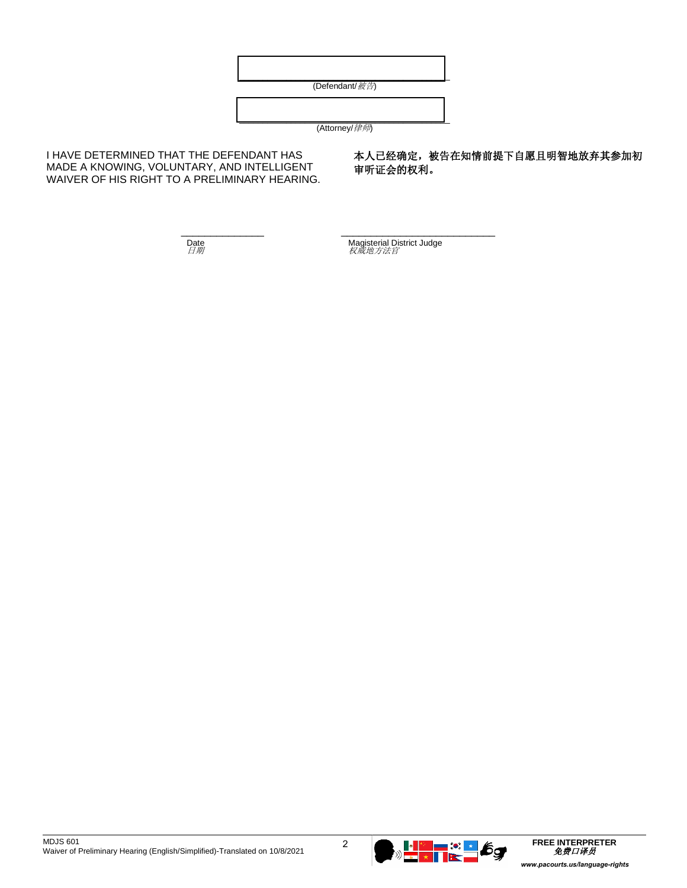_______________________________
(Defendant/*被告*)

_______________________________
(Attorney/*律师*)

I HAVE DETERMINED THAT THE DEFENDANT HAS MADE A KNOWING, VOLUNTARY, AND INTELLIGENT WAIVER OF HIS RIGHT TO A PRELIMINARY HEARING.

**本人已经确定，被告在知情前提下自愿且明智地放弃其参加初审听证会的权利。**

_______________ Date *日期*

_______________________________ Magisterial District Judge *权威地方法官*

MDJS 601
Waiver of Preliminary Hearing (English/Simplified)-Translated on 10/8/2021

**FREE INTERPRETER**
***免费口译员***
***www.pacourts.us/language-rights***